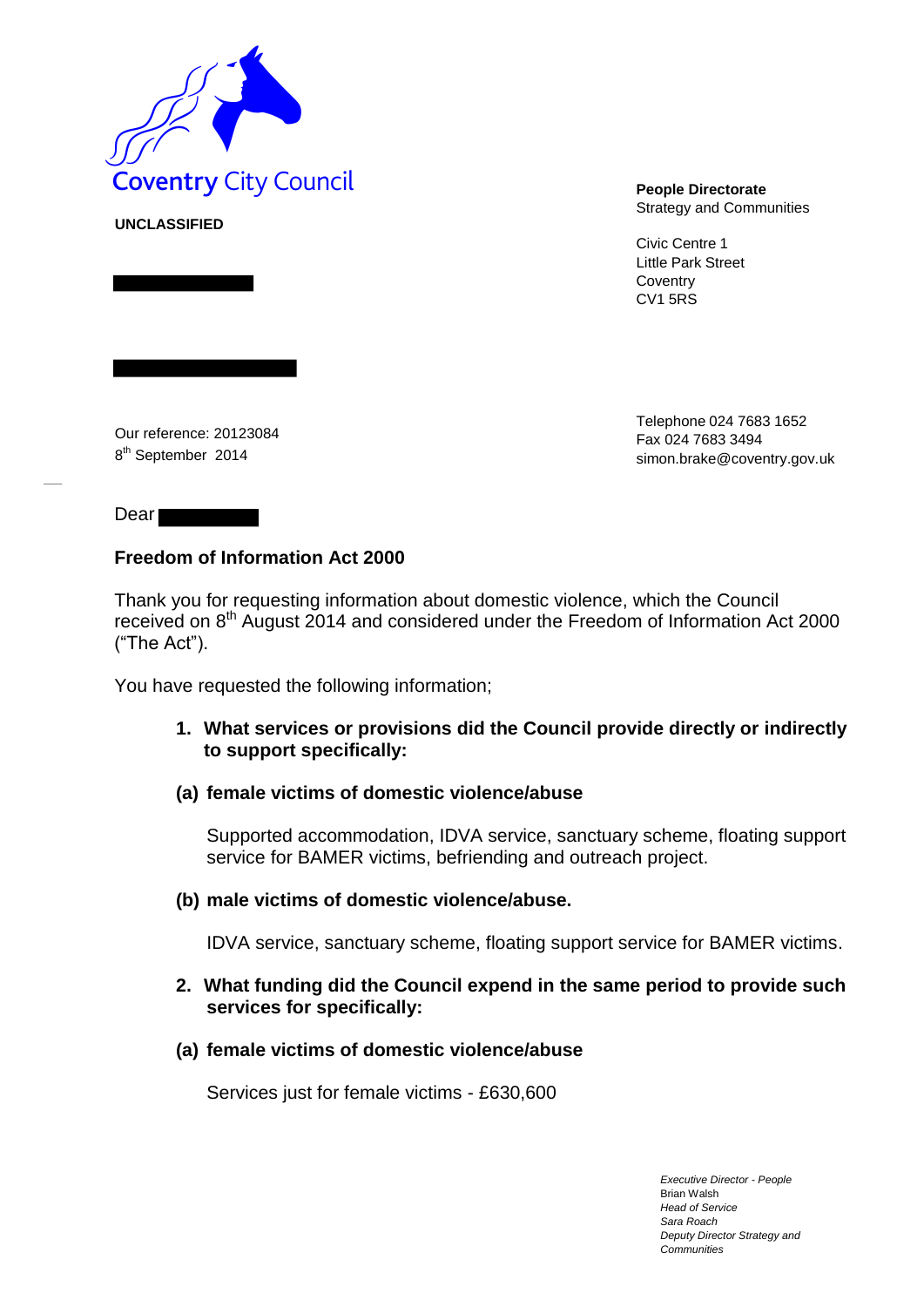Coventry City Council

**UNCLASSIFIED**

**People Directorate**
Strategy and Communities

Civic Centre 1
Little Park Street
Coventry
CV1 5RS

Telephone 024 7683 1652
Fax 024 7683 3494
simon.brake@coventry.gov.uk

Our reference: 20123084
8th September 2014

Dear

**Freedom of Information Act 2000**

Thank you for requesting information about domestic violence, which the Council received on 8th August 2014 and considered under the Freedom of Information Act 2000 ("The Act").

You have requested the following information;

1. **What services or provisions did the Council provide directly or indirectly to support specifically:**

**(a) female victims of domestic violence/abuse**

Supported accommodation, IDVA service, sanctuary scheme, floating support service for BAMER victims, befriending and outreach project.

**(b) male victims of domestic violence/abuse.**

IDVA service, sanctuary scheme, floating support service for BAMER victims.

2. **What funding did the Council expend in the same period to provide such services for specifically:**

**(a) female victims of domestic violence/abuse**

Services just for female victims - £630,600

*Executive Director - People*
Brian Walsh
*Head of Service*
*Sara Roach*
*Deputy Director Strategy and Communities*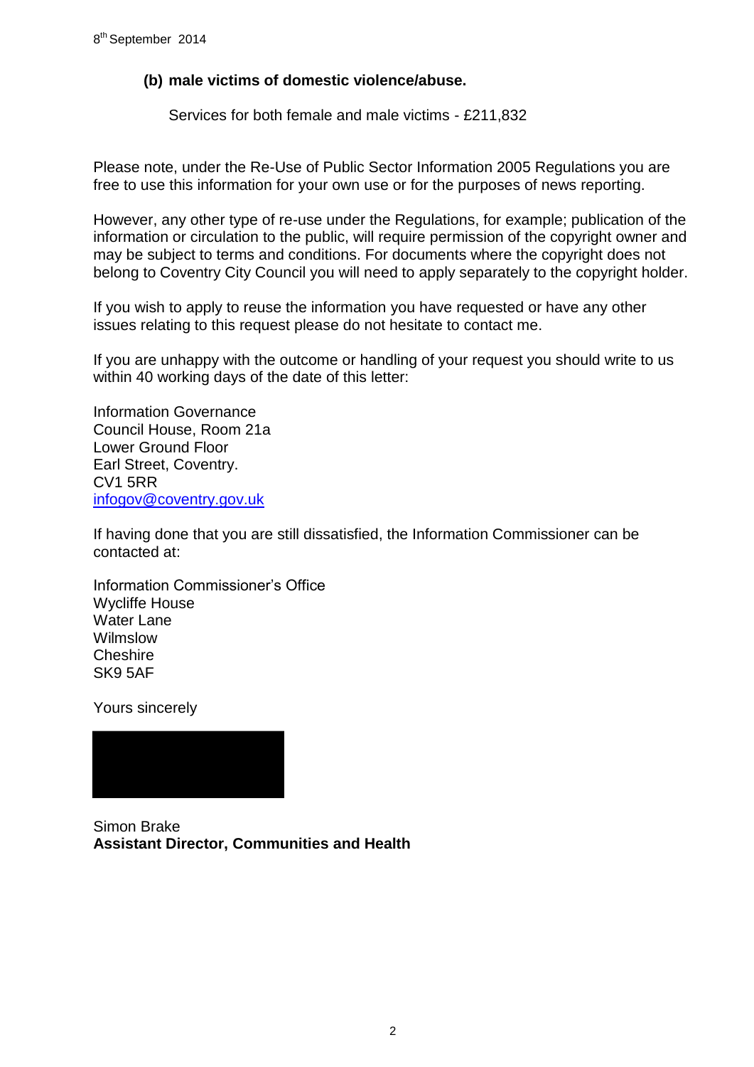8th September 2014

**(b) male victims of domestic violence/abuse.**

Services for both female and male victims - £211,832

Please note, under the Re-Use of Public Sector Information 2005 Regulations you are free to use this information for your own use or for the purposes of news reporting.

However, any other type of re-use under the Regulations, for example; publication of the information or circulation to the public, will require permission of the copyright owner and may be subject to terms and conditions. For documents where the copyright does not belong to Coventry City Council you will need to apply separately to the copyright holder.

If you wish to apply to reuse the information you have requested or have any other issues relating to this request please do not hesitate to contact me.

If you are unhappy with the outcome or handling of your request you should write to us within 40 working days of the date of this letter:

Information Governance
Council House, Room 21a
Lower Ground Floor
Earl Street, Coventry.
CV1 5RR
infogov@coventry.gov.uk

If having done that you are still dissatisfied, the Information Commissioner can be contacted at:

Information Commissioner's Office
Wycliffe House
Water Lane
Wilmslow
Cheshire
SK9 5AF

Yours sincerely

Simon Brake
**Assistant Director, Communities and Health**